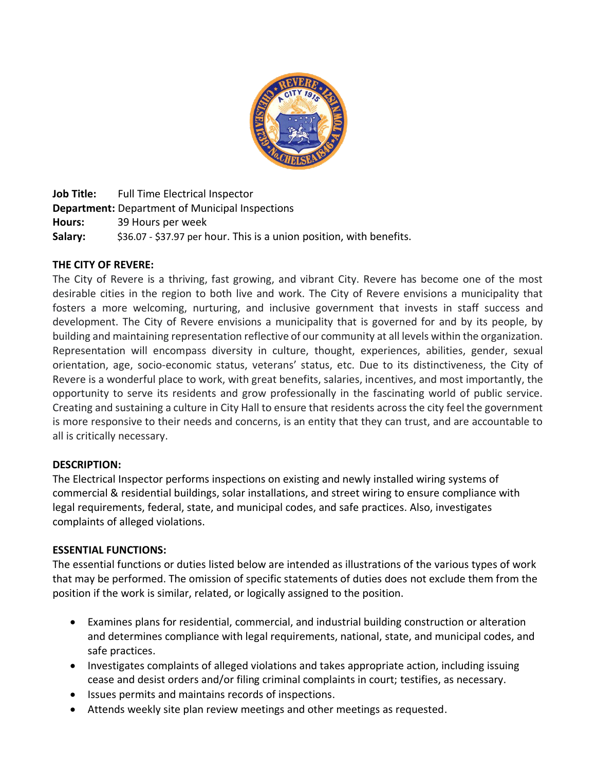**Job Title:** Full Time Electrical Inspector
**Department:** Department of Municipal Inspections
**Hours:** 39 Hours per week
**Salary:** $36.07 - $37.97 per hour. This is a union position, with benefits.

**THE CITY OF REVERE:**

The City of Revere is a thriving, fast growing, and vibrant City. Revere has become one of the most desirable cities in the region to both live and work. The City of Revere envisions a municipality that fosters a more welcoming, nurturing, and inclusive government that invests in staff success and development. The City of Revere envisions a municipality that is governed for and by its people, by building and maintaining representation reflective of our community at all levels within the organization. Representation will encompass diversity in culture, thought, experiences, abilities, gender, sexual orientation, age, socio-economic status, veterans' status, etc. Due to its distinctiveness, the City of Revere is a wonderful place to work, with great benefits, salaries, incentives, and most importantly, the opportunity to serve its residents and grow professionally in the fascinating world of public service. Creating and sustaining a culture in City Hall to ensure that residents across the city feel the government is more responsive to their needs and concerns, is an entity that they can trust, and are accountable to all is critically necessary.

**DESCRIPTION:**

The Electrical Inspector performs inspections on existing and newly installed wiring systems of commercial & residential buildings, solar installations, and street wiring to ensure compliance with legal requirements, federal, state, and municipal codes, and safe practices. Also, investigates complaints of alleged violations.

**ESSENTIAL FUNCTIONS:**

The essential functions or duties listed below are intended as illustrations of the various types of work that may be performed. The omission of specific statements of duties does not exclude them from the position if the work is similar, related, or logically assigned to the position.

- Examines plans for residential, commercial, and industrial building construction or alteration and determines compliance with legal requirements, national, state, and municipal codes, and safe practices.
- Investigates complaints of alleged violations and takes appropriate action, including issuing cease and desist orders and/or filing criminal complaints in court; testifies, as necessary.
- Issues permits and maintains records of inspections.
- Attends weekly site plan review meetings and other meetings as requested.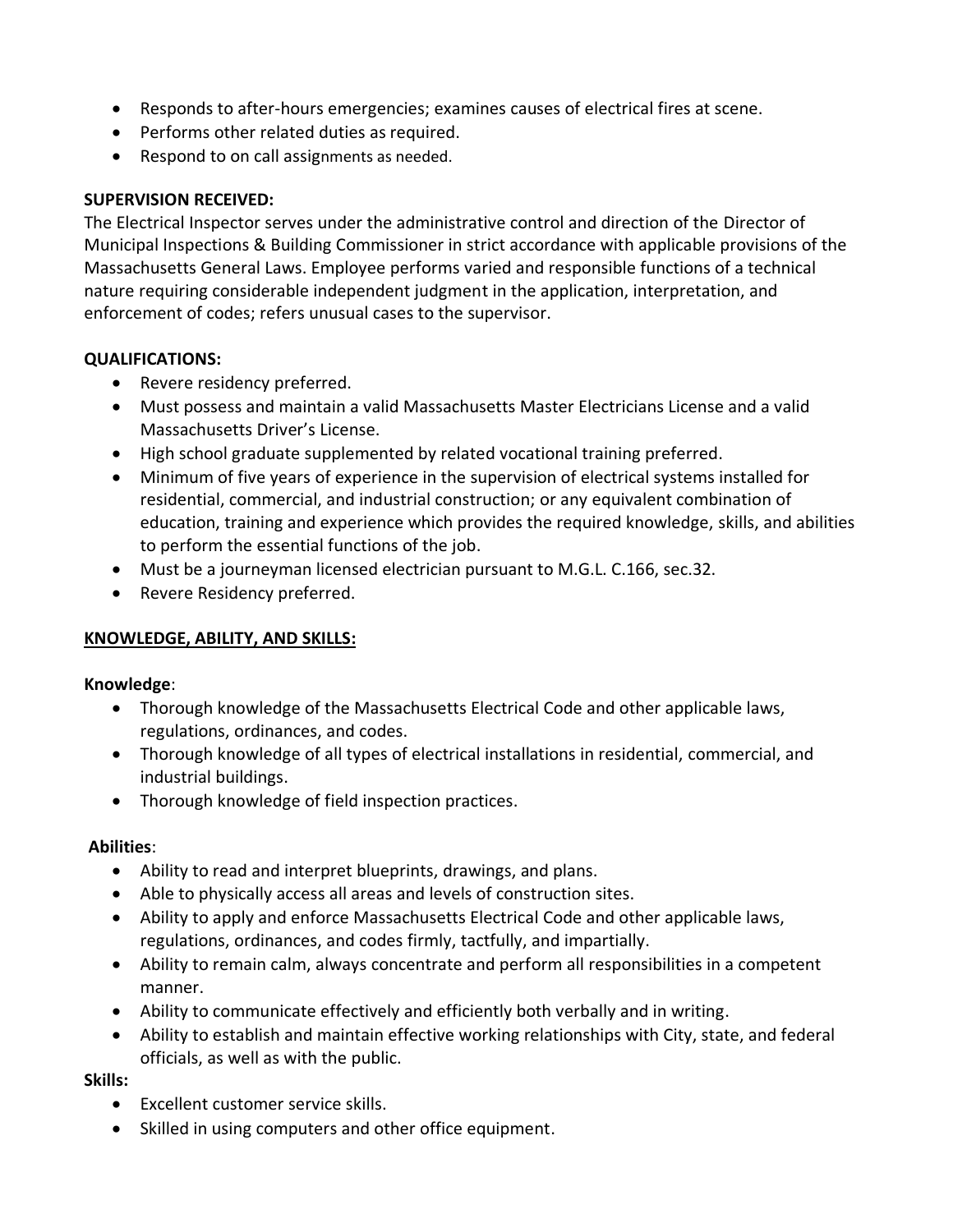- Responds to after-hours emergencies; examines causes of electrical fires at scene.
- Performs other related duties as required.
- Respond to on call assignments as needed.

**SUPERVISION RECEIVED:**

The Electrical Inspector serves under the administrative control and direction of the Director of Municipal Inspections & Building Commissioner in strict accordance with applicable provisions of the Massachusetts General Laws. Employee performs varied and responsible functions of a technical nature requiring considerable independent judgment in the application, interpretation, and enforcement of codes; refers unusual cases to the supervisor.

**QUALIFICATIONS:**

- Revere residency preferred.
- Must possess and maintain a valid Massachusetts Master Electricians License and a valid Massachusetts Driver's License.
- High school graduate supplemented by related vocational training preferred.
- Minimum of five years of experience in the supervision of electrical systems installed for residential, commercial, and industrial construction; or any equivalent combination of education, training and experience which provides the required knowledge, skills, and abilities to perform the essential functions of the job.
- Must be a journeyman licensed electrician pursuant to M.G.L. C.166, sec.32.
- Revere Residency preferred.

**KNOWLEDGE, ABILITY, AND SKILLS:**

**Knowledge**:

- Thorough knowledge of the Massachusetts Electrical Code and other applicable laws, regulations, ordinances, and codes.
- Thorough knowledge of all types of electrical installations in residential, commercial, and industrial buildings.
- Thorough knowledge of field inspection practices.

**Abilities**:

- Ability to read and interpret blueprints, drawings, and plans.
- Able to physically access all areas and levels of construction sites.
- Ability to apply and enforce Massachusetts Electrical Code and other applicable laws, regulations, ordinances, and codes firmly, tactfully, and impartially.
- Ability to remain calm, always concentrate and perform all responsibilities in a competent manner.
- Ability to communicate effectively and efficiently both verbally and in writing.
- Ability to establish and maintain effective working relationships with City, state, and federal officials, as well as with the public.

**Skills:**

- Excellent customer service skills.
- Skilled in using computers and other office equipment.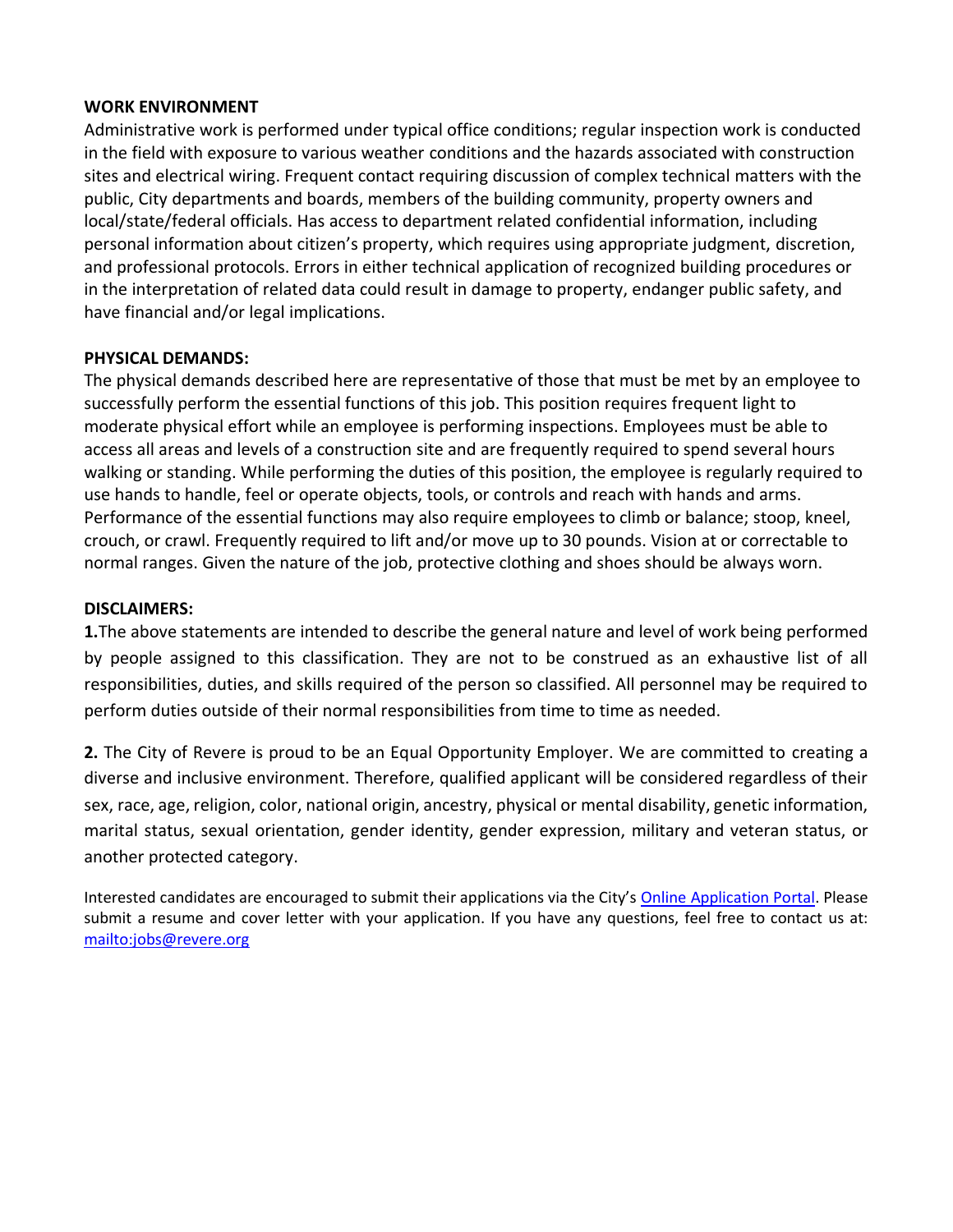**WORK ENVIRONMENT**

Administrative work is performed under typical office conditions; regular inspection work is conducted in the field with exposure to various weather conditions and the hazards associated with construction sites and electrical wiring. Frequent contact requiring discussion of complex technical matters with the public, City departments and boards, members of the building community, property owners and local/state/federal officials. Has access to department related confidential information, including personal information about citizen's property, which requires using appropriate judgment, discretion, and professional protocols. Errors in either technical application of recognized building procedures or in the interpretation of related data could result in damage to property, endanger public safety, and have financial and/or legal implications.

**PHYSICAL DEMANDS:**

The physical demands described here are representative of those that must be met by an employee to successfully perform the essential functions of this job. This position requires frequent light to moderate physical effort while an employee is performing inspections. Employees must be able to access all areas and levels of a construction site and are frequently required to spend several hours walking or standing. While performing the duties of this position, the employee is regularly required to use hands to handle, feel or operate objects, tools, or controls and reach with hands and arms. Performance of the essential functions may also require employees to climb or balance; stoop, kneel, crouch, or crawl. Frequently required to lift and/or move up to 30 pounds. Vision at or correctable to normal ranges. Given the nature of the job, protective clothing and shoes should be always worn.

**DISCLAIMERS:**

**1.**The above statements are intended to describe the general nature and level of work being performed by people assigned to this classification. They are not to be construed as an exhaustive list of all responsibilities, duties, and skills required of the person so classified. All personnel may be required to perform duties outside of their normal responsibilities from time to time as needed.

**2.** The City of Revere is proud to be an Equal Opportunity Employer. We are committed to creating a diverse and inclusive environment. Therefore, qualified applicant will be considered regardless of their sex, race, age, religion, color, national origin, ancestry, physical or mental disability, genetic information, marital status, sexual orientation, gender identity, gender expression, military and veteran status, or another protected category.

Interested candidates are encouraged to submit their applications via the City's Online Application Portal. Please submit a resume and cover letter with your application. If you have any questions, feel free to contact us at: mailto:jobs@revere.org